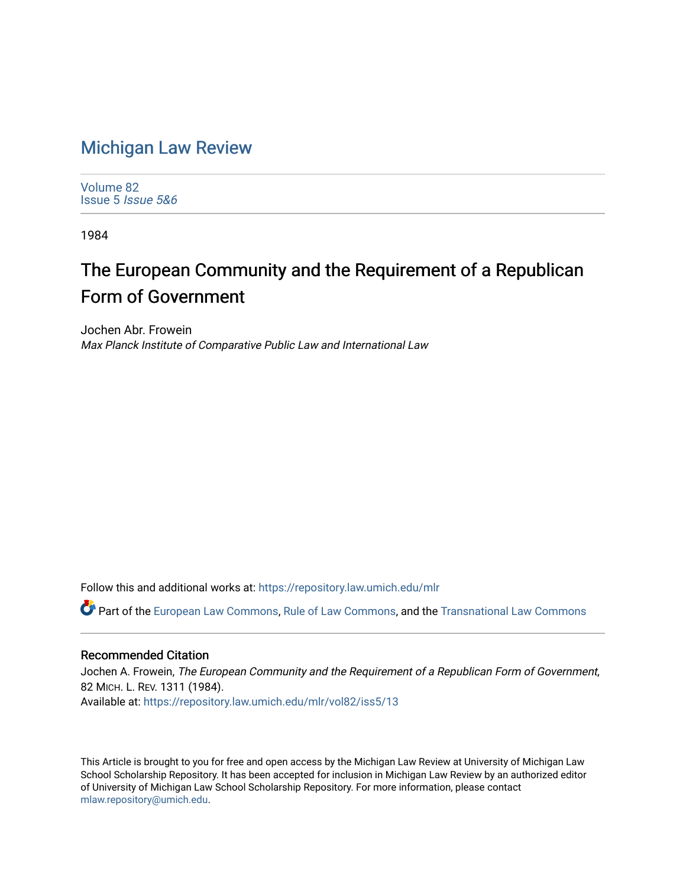# Michigan Law Review

Volume 82
Issue 5 *Issue 5&6*

1984

## The European Community and the Requirement of a Republican Form of Government

Jochen Abr. Frowein
*Max Planck Institute of Comparative Public Law and International Law*

Follow this and additional works at: https://repository.law.umich.edu/mlr

Part of the European Law Commons, Rule of Law Commons, and the Transnational Law Commons

### Recommended Citation

Jochen A. Frowein, *The European Community and the Requirement of a Republican Form of Government*, 82 MICH. L. REV. 1311 (1984).
Available at: https://repository.law.umich.edu/mlr/vol82/iss5/13

This Article is brought to you for free and open access by the Michigan Law Review at University of Michigan Law School Scholarship Repository. It has been accepted for inclusion in Michigan Law Review by an authorized editor of University of Michigan Law School Scholarship Repository. For more information, please contact mlaw.repository@umich.edu.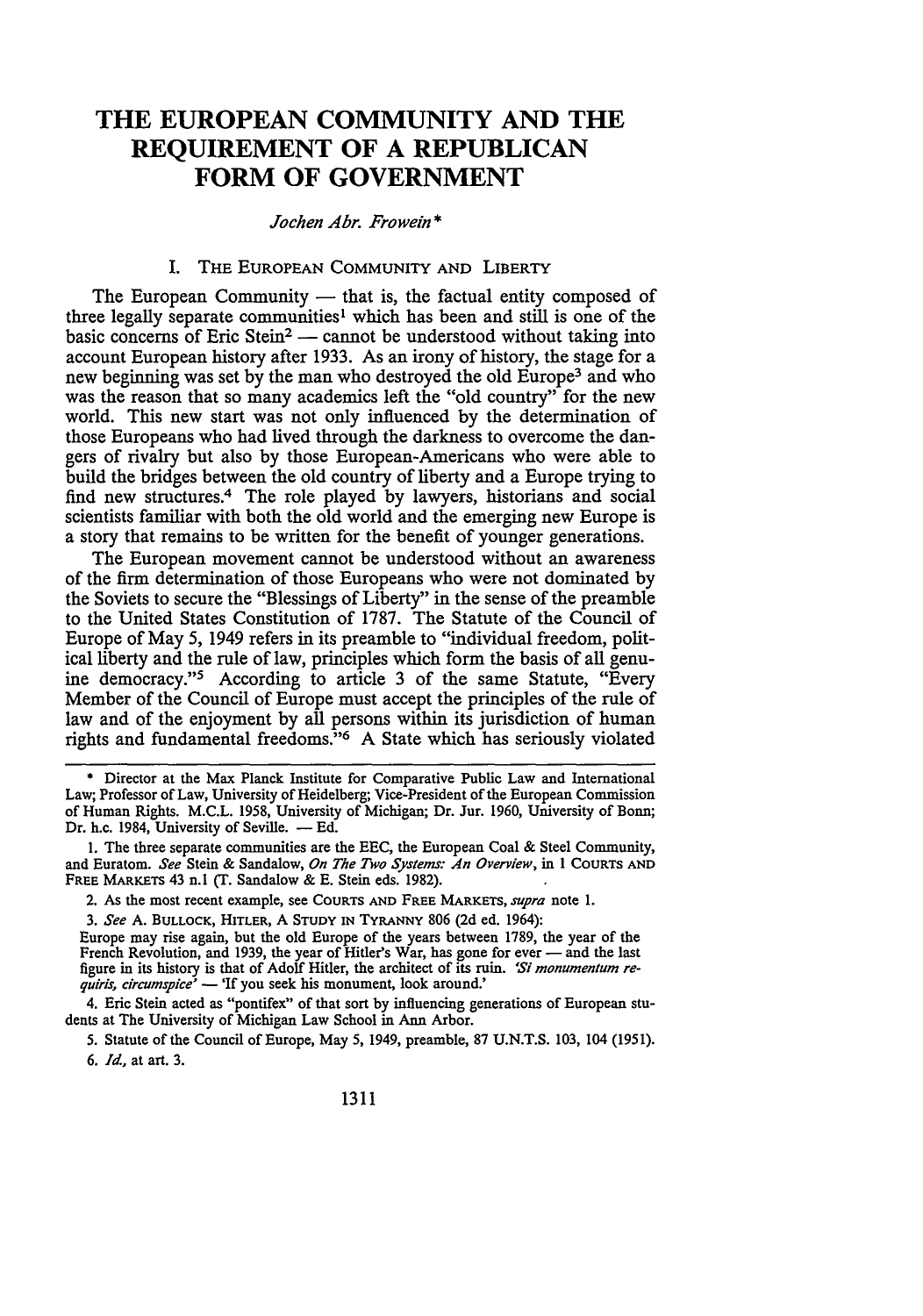# THE EUROPEAN COMMUNITY AND THE REQUIREMENT OF A REPUBLICAN FORM OF GOVERNMENT

*Jochen Abr. Frowein\**

## I. The European Community and Liberty

The European Community — that is, the factual entity composed of three legally separate communities[1] which has been and still is one of the basic concerns of Eric Stein[2] — cannot be understood without taking into account European history after 1933. As an irony of history, the stage for a new beginning was set by the man who destroyed the old Europe[3] and who was the reason that so many academics left the "old country" for the new world. This new start was not only influenced by the determination of those Europeans who had lived through the darkness to overcome the dangers of rivalry but also by those European-Americans who were able to build the bridges between the old country of liberty and a Europe trying to find new structures.[4] The role played by lawyers, historians and social scientists familiar with both the old world and the emerging new Europe is a story that remains to be written for the benefit of younger generations.

The European movement cannot be understood without an awareness of the firm determination of those Europeans who were not dominated by the Soviets to secure the "Blessings of Liberty" in the sense of the preamble to the United States Constitution of 1787. The Statute of the Council of Europe of May 5, 1949 refers in its preamble to "individual freedom, political liberty and the rule of law, principles which form the basis of all genuine democracy."[5] According to article 3 of the same Statute, "Every Member of the Council of Europe must accept the principles of the rule of law and of the enjoyment by all persons within its jurisdiction of human rights and fundamental freedoms."[6] A State which has seriously violated

---

\* Director at the Max Planck Institute for Comparative Public Law and International Law; Professor of Law, University of Heidelberg; Vice-President of the European Commission of Human Rights. M.C.L. 1958, University of Michigan; Dr. Jur. 1960, University of Bonn; Dr. h.c. 1984, University of Seville. — Ed.

1. The three separate communities are the EEC, the European Coal & Steel Community, and Euratom. *See* Stein & Sandalow, *On The Two Systems: An Overview*, in 1 COURTS AND FREE MARKETS 43 n.1 (T. Sandalow & E. Stein eds. 1982).

2. As the most recent example, see COURTS AND FREE MARKETS, *supra* note 1.

3. *See* A. BULLOCK, HITLER, A STUDY IN TYRANNY 806 (2d ed. 1964):

Europe may rise again, but the old Europe of the years between 1789, the year of the French Revolution, and 1939, the year of Hitler's War, has gone for ever — and the last figure in its history is that of Adolf Hitler, the architect of its ruin. *'Si monumentum requiris, circumspice'* — 'If you seek his monument, look around.'

4. Eric Stein acted as "pontifex" of that sort by influencing generations of European students at The University of Michigan Law School in Ann Arbor.

5. Statute of the Council of Europe, May 5, 1949, preamble, 87 U.N.T.S. 103, 104 (1951).

6. *Id.*, at art. 3.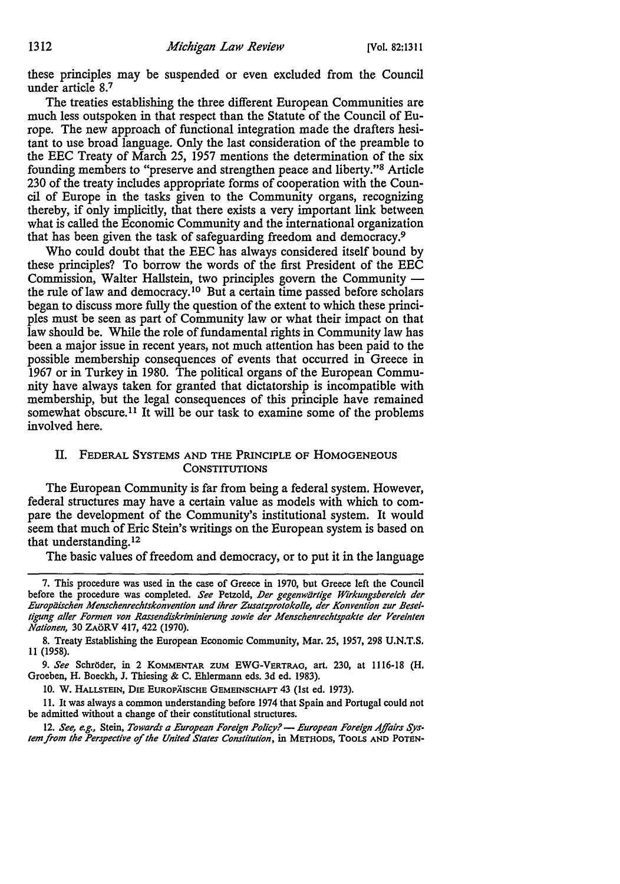these principles may be suspended or even excluded from the Council under article 8.[7]

The treaties establishing the three different European Communities are much less outspoken in that respect than the Statute of the Council of Europe. The new approach of functional integration made the drafters hesitant to use broad language. Only the last consideration of the preamble to the EEC Treaty of March 25, 1957 mentions the determination of the six founding members to "preserve and strengthen peace and liberty."[8] Article 230 of the treaty includes appropriate forms of cooperation with the Council of Europe in the tasks given to the Community organs, recognizing thereby, if only implicitly, that there exists a very important link between what is called the Economic Community and the international organization that has been given the task of safeguarding freedom and democracy.[9]

Who could doubt that the EEC has always considered itself bound by these principles? To borrow the words of the first President of the EEC Commission, Walter Hallstein, two principles govern the Community — the rule of law and democracy.[10] But a certain time passed before scholars began to discuss more fully the question of the extent to which these principles must be seen as part of Community law or what their impact on that law should be. While the role of fundamental rights in Community law has been a major issue in recent years, not much attention has been paid to the possible membership consequences of events that occurred in Greece in 1967 or in Turkey in 1980. The political organs of the European Community have always taken for granted that dictatorship is incompatible with membership, but the legal consequences of this principle have remained somewhat obscure.[11] It will be our task to examine some of the problems involved here.

## II. Federal Systems and the Principle of Homogeneous Constitutions

The European Community is far from being a federal system. However, federal structures may have a certain value as models with which to compare the development of the Community's institutional system. It would seem that much of Eric Stein's writings on the European system is based on that understanding.[12]

The basic values of freedom and democracy, or to put it in the language

---

7. This procedure was used in the case of Greece in 1970, but Greece left the Council before the procedure was completed. *See* Petzold, *Der gegenwärtige Wirkungsbereich der Europäischen Menschenrechtskonvention und ihrer Zusatzprotokolle, der Konvention zur Beseitigung aller Formen von Rassendiskriminierung sowie der Menschenrechtspakte der Vereinten Nationen,* 30 ZAöRV 417, 422 (1970).

8. Treaty Establishing the European Economic Community, Mar. 25, 1957, 298 U.N.T.S. 11 (1958).

9. *See* Schröder, in 2 KOMMENTAR ZUM EWG-VERTRAG, art. 230, at 1116-18 (H. Groeben, H. Boeckh, J. Thiesing & C. Ehlermann eds. 3d ed. 1983).

10. W. HALLSTEIN, DIE EUROPÄISCHE GEMEINSCHAFT 43 (1st ed. 1973).

11. It was always a common understanding before 1974 that Spain and Portugal could not be admitted without a change of their constitutional structures.

12. *See, e.g.,* Stein, *Towards a European Foreign Policy? — European Foreign Affairs System from the Perspective of the United States Constitution*, in METHODS, TOOLS AND POTEN-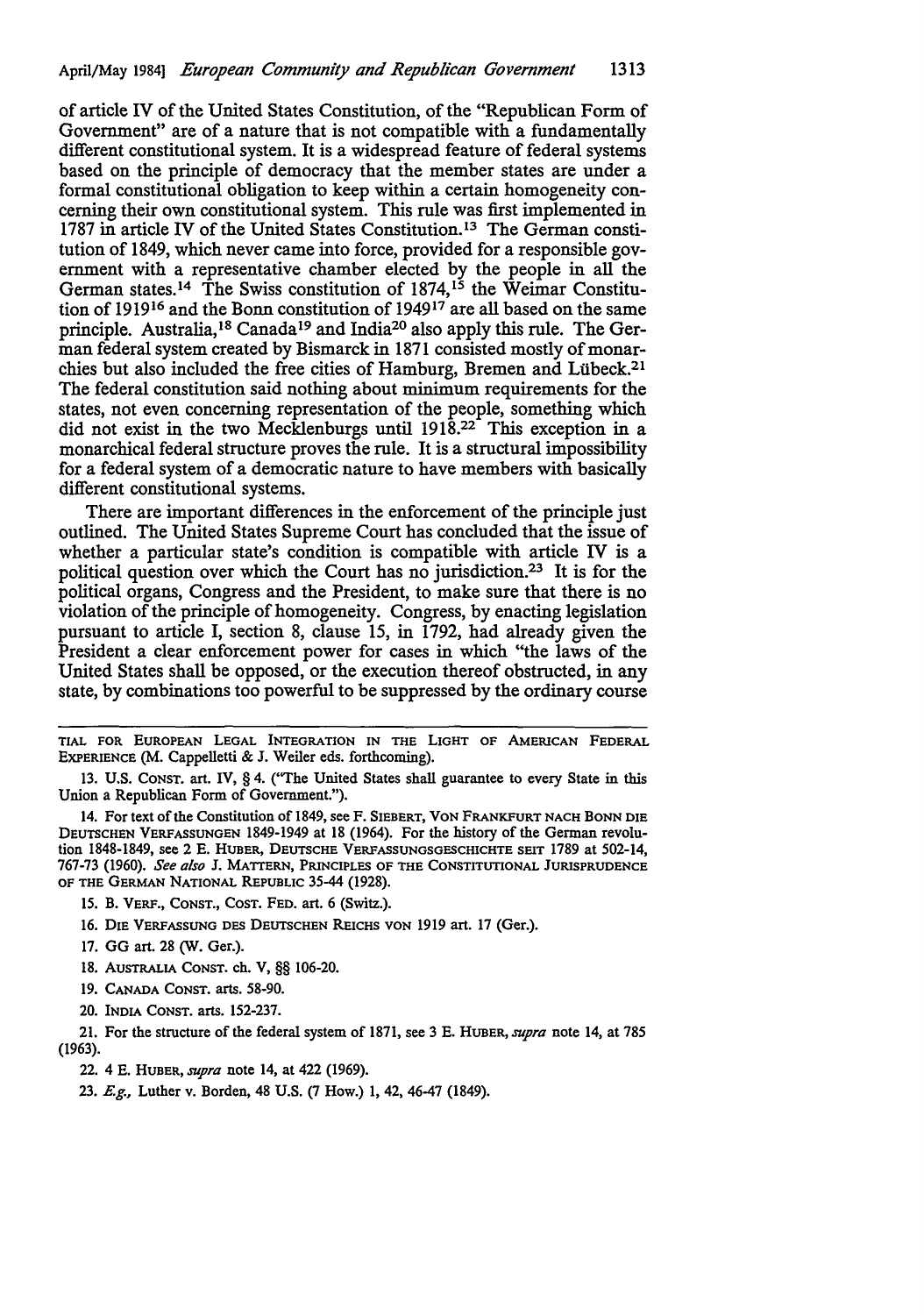of article IV of the United States Constitution, of the "Republican Form of Government" are of a nature that is not compatible with a fundamentally different constitutional system. It is a widespread feature of federal systems based on the principle of democracy that the member states are under a formal constitutional obligation to keep within a certain homogeneity concerning their own constitutional system. This rule was first implemented in 1787 in article IV of the United States Constitution.[13] The German constitution of 1849, which never came into force, provided for a responsible government with a representative chamber elected by the people in all the German states.[14] The Swiss constitution of 1874,[15] the Weimar Constitution of 1919[16] and the Bonn constitution of 1949[17] are all based on the same principle. Australia,[18] Canada[19] and India[20] also apply this rule. The German federal system created by Bismarck in 1871 consisted mostly of monarchies but also included the free cities of Hamburg, Bremen and Lübeck.[21] The federal constitution said nothing about minimum requirements for the states, not even concerning representation of the people, something which did not exist in the two Mecklenburgs until 1918.[22] This exception in a monarchical federal structure proves the rule. It is a structural impossibility for a federal system of a democratic nature to have members with basically different constitutional systems.

There are important differences in the enforcement of the principle just outlined. The United States Supreme Court has concluded that the issue of whether a particular state's condition is compatible with article IV is a political question over which the Court has no jurisdiction.[23] It is for the political organs, Congress and the President, to make sure that there is no violation of the principle of homogeneity. Congress, by enacting legislation pursuant to article I, section 8, clause 15, in 1792, had already given the President a clear enforcement power for cases in which "the laws of the United States shall be opposed, or the execution thereof obstructed, in any state, by combinations too powerful to be suppressed by the ordinary course

---

TIAL FOR EUROPEAN LEGAL INTEGRATION IN THE LIGHT OF AMERICAN FEDERAL EXPERIENCE (M. Cappelletti & J. Weiler eds. forthcoming).

13. U.S. CONST. art. IV, § 4. ("The United States shall guarantee to every State in this Union a Republican Form of Government.").

14. For text of the Constitution of 1849, see F. SIEBERT, VON FRANKFURT NACH BONN DIE DEUTSCHEN VERFASSUNGEN 1849-1949 at 18 (1964). For the history of the German revolution 1848-1849, see 2 E. HUBER, DEUTSCHE VERFASSUNGSGESCHICHTE SEIT 1789 at 502-14, 767-73 (1960). *See also* J. MATTERN, PRINCIPLES OF THE CONSTITUTIONAL JURISPRUDENCE OF THE GERMAN NATIONAL REPUBLIC 35-44 (1928).

15. B. VERF., CONST., COST. FED. art. 6 (Switz.).

16. DIE VERFASSUNG DES DEUTSCHEN REICHS VON 1919 art. 17 (Ger.).

17. GG art. 28 (W. Ger.).

18. AUSTRALIA CONST. ch. V, §§ 106-20.

19. CANADA CONST. arts. 58-90.

20. INDIA CONST. arts. 152-237.

21. For the structure of the federal system of 1871, see 3 E. HUBER, *supra* note 14, at 785 (1963).

22. 4 E. HUBER, *supra* note 14, at 422 (1969).

23. *E.g.*, Luther v. Borden, 48 U.S. (7 How.) 1, 42, 46-47 (1849).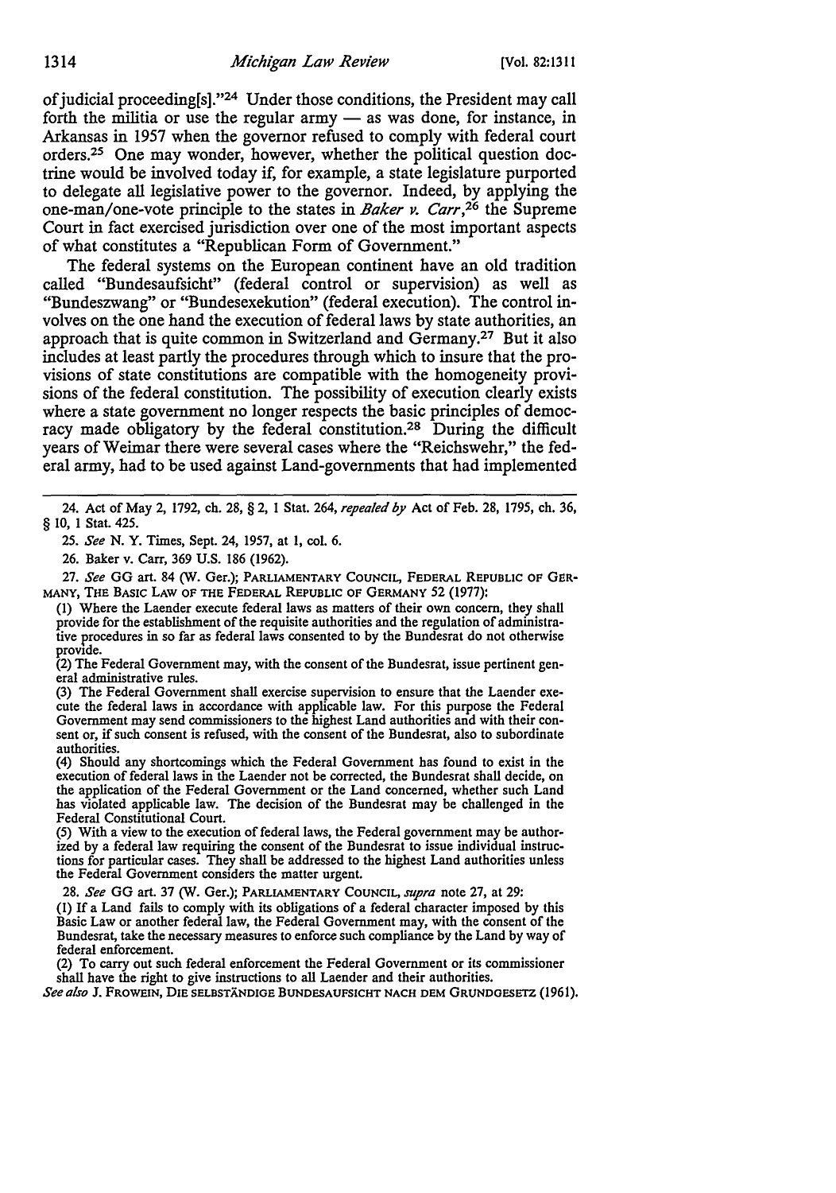of judicial proceeding[s]."[24] Under those conditions, the President may call forth the militia or use the regular army — as was done, for instance, in Arkansas in 1957 when the governor refused to comply with federal court orders.[25] One may wonder, however, whether the political question doctrine would be involved today if, for example, a state legislature purported to delegate all legislative power to the governor. Indeed, by applying the one-man/one-vote principle to the states in *Baker v. Carr*,[26] the Supreme Court in fact exercised jurisdiction over one of the most important aspects of what constitutes a "Republican Form of Government."

The federal systems on the European continent have an old tradition called "Bundesaufsicht" (federal control or supervision) as well as "Bundeszwang" or "Bundesexekution" (federal execution). The control involves on the one hand the execution of federal laws by state authorities, an approach that is quite common in Switzerland and Germany.[27] But it also includes at least partly the procedures through which to insure that the provisions of state constitutions are compatible with the homogeneity provisions of the federal constitution. The possibility of execution clearly exists where a state government no longer respects the basic principles of democracy made obligatory by the federal constitution.[28] During the difficult years of Weimar there were several cases where the "Reichswehr," the federal army, had to be used against Land-governments that had implemented

---

24. Act of May 2, 1792, ch. 28, § 2, 1 Stat. 264, *repealed by* Act of Feb. 28, 1795, ch. 36, § 10, 1 Stat. 425.

25. *See* N. Y. Times, Sept. 24, 1957, at 1, col. 6.

26. Baker v. Carr, 369 U.S. 186 (1962).

27. *See* GG art. 84 (W. Ger.); PARLIAMENTARY COUNCIL, FEDERAL REPUBLIC OF GERMANY, THE BASIC LAW OF THE FEDERAL REPUBLIC OF GERMANY 52 (1977):

(1) Where the Laender execute federal laws as matters of their own concern, they shall provide for the establishment of the requisite authorities and the regulation of administrative procedures in so far as federal laws consented to by the Bundesrat do not otherwise provide.

(2) The Federal Government may, with the consent of the Bundesrat, issue pertinent general administrative rules.

(3) The Federal Government shall exercise supervision to ensure that the Laender execute the federal laws in accordance with applicable law. For this purpose the Federal Government may send commissioners to the highest Land authorities and with their consent or, if such consent is refused, with the consent of the Bundesrat, also to subordinate authorities.

(4) Should any shortcomings which the Federal Government has found to exist in the execution of federal laws in the Laender not be corrected, the Bundesrat shall decide, on the application of the Federal Government or the Land concerned, whether such Land has violated applicable law. The decision of the Bundesrat may be challenged in the Federal Constitutional Court.

(5) With a view to the execution of federal laws, the Federal government may be authorized by a federal law requiring the consent of the Bundesrat to issue individual instructions for particular cases. They shall be addressed to the highest Land authorities unless the Federal Government considers the matter urgent.

28. *See* GG art. 37 (W. Ger.); PARLIAMENTARY COUNCIL, *supra* note 27, at 29:

(1) If a Land fails to comply with its obligations of a federal character imposed by this Basic Law or another federal law, the Federal Government may, with the consent of the Bundesrat, take the necessary measures to enforce such compliance by the Land by way of federal enforcement.

(2) To carry out such federal enforcement the Federal Government or its commissioner shall have the right to give instructions to all Laender and their authorities.

*See also* J. FROWEIN, DIE SELBSTÄNDIGE BUNDESAUFSICHT NACH DEM GRUNDGESETZ (1961).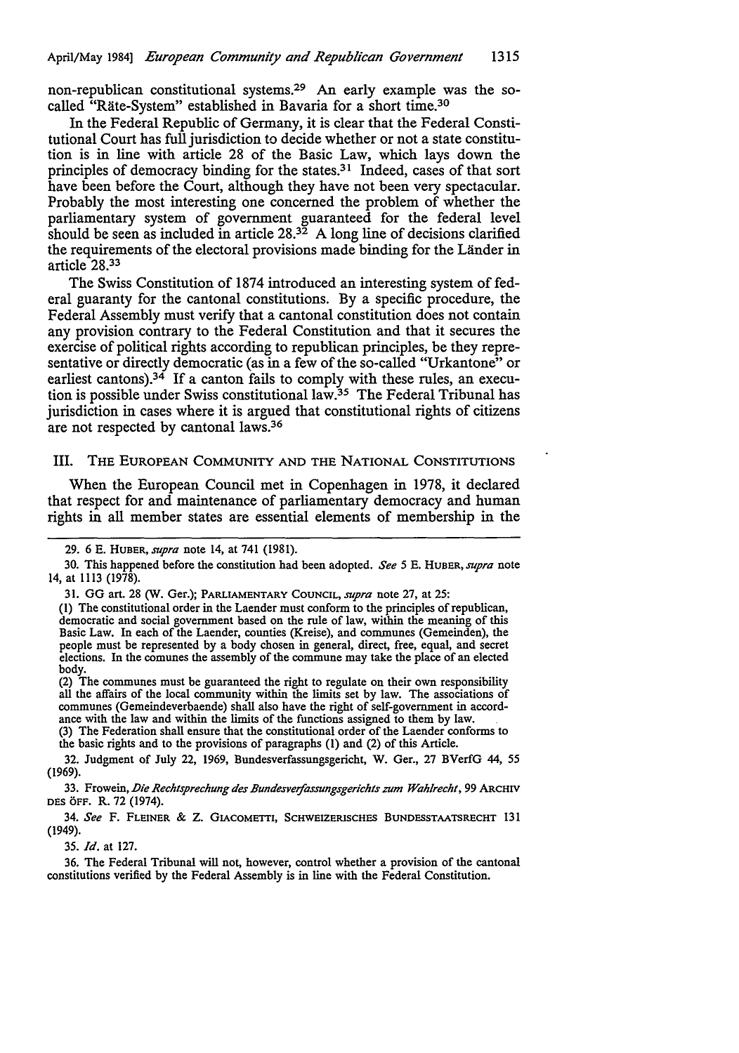non-republican constitutional systems.[29] An early example was the so-called "Räte-System" established in Bavaria for a short time.[30]

In the Federal Republic of Germany, it is clear that the Federal Constitutional Court has full jurisdiction to decide whether or not a state constitution is in line with article 28 of the Basic Law, which lays down the principles of democracy binding for the states.[31] Indeed, cases of that sort have been before the Court, although they have not been very spectacular. Probably the most interesting one concerned the problem of whether the parliamentary system of government guaranteed for the federal level should be seen as included in article 28.[32] A long line of decisions clarified the requirements of the electoral provisions made binding for the Länder in article 28.[33]

The Swiss Constitution of 1874 introduced an interesting system of federal guaranty for the cantonal constitutions. By a specific procedure, the Federal Assembly must verify that a cantonal constitution does not contain any provision contrary to the Federal Constitution and that it secures the exercise of political rights according to republican principles, be they representative or directly democratic (as in a few of the so-called "Urkantone" or earliest cantons).[34] If a canton fails to comply with these rules, an execution is possible under Swiss constitutional law.[35] The Federal Tribunal has jurisdiction in cases where it is argued that constitutional rights of citizens are not respected by cantonal laws.[36]

## III. The European Community and the National Constitutions

When the European Council met in Copenhagen in 1978, it declared that respect for and maintenance of parliamentary democracy and human rights in all member states are essential elements of membership in the

---

29. 6 E. Huber, *supra* note 14, at 741 (1981).

30. This happened before the constitution had been adopted. *See* 5 E. Huber, *supra* note 14, at 1113 (1978).

31. GG art. 28 (W. Ger.); Parliamentary Council, *supra* note 27, at 25:

(1) The constitutional order in the Laender must conform to the principles of republican, democratic and social government based on the rule of law, within the meaning of this Basic Law. In each of the Laender, counties (Kreise), and communes (Gemeinden), the people must be represented by a body chosen in general, direct, free, equal, and secret elections. In the comunes the assembly of the commune may take the place of an elected body.

(2) The communes must be guaranteed the right to regulate on their own responsibility all the affairs of the local community within the limits set by law. The associations of communes (Gemeindeverbaende) shall also have the right of self-government in accordance with the law and within the limits of the functions assigned to them by law.

(3) The Federation shall ensure that the constitutional order of the Laender conforms to the basic rights and to the provisions of paragraphs (1) and (2) of this Article.

32. Judgment of July 22, 1969, Bundesverfassungsgericht, W. Ger., 27 BVerfG 44, 55 (1969).

33. Frowein, *Die Rechtsprechung des Bundesverfassungsgerichts zum Wahlrecht*, 99 Archiv des öff. R. 72 (1974).

34. *See* F. Fleiner & Z. Giacometti, Schweizerisches Bundesstaatsrecht 131 (1949).

35. *Id.* at 127.

36. The Federal Tribunal will not, however, control whether a provision of the cantonal constitutions verified by the Federal Assembly is in line with the Federal Constitution.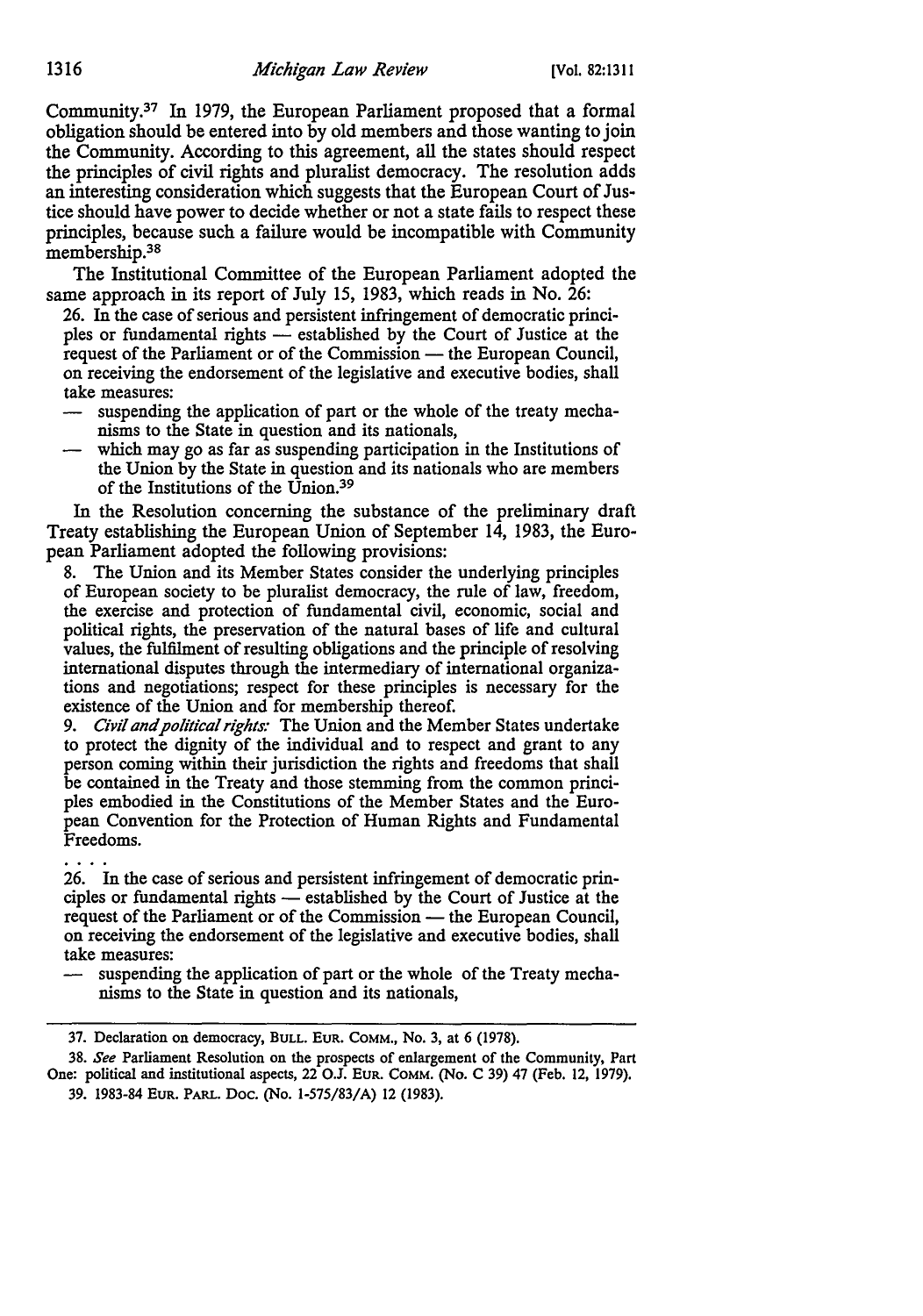Community.[37] In 1979, the European Parliament proposed that a formal obligation should be entered into by old members and those wanting to join the Community. According to this agreement, all the states should respect the principles of civil rights and pluralist democracy. The resolution adds an interesting consideration which suggests that the European Court of Justice should have power to decide whether or not a state fails to respect these principles, because such a failure would be incompatible with Community membership.[38]

The Institutional Committee of the European Parliament adopted the same approach in its report of July 15, 1983, which reads in No. 26:

> 26. In the case of serious and persistent infringement of democratic principles or fundamental rights — established by the Court of Justice at the request of the Parliament or of the Commission — the European Council, on receiving the endorsement of the legislative and executive bodies, shall take measures:
>
> — suspending the application of part or the whole of the treaty mechanisms to the State in question and its nationals,
>
> — which may go as far as suspending participation in the Institutions of the Union by the State in question and its nationals who are members of the Institutions of the Union.[39]

In the Resolution concerning the substance of the preliminary draft Treaty establishing the European Union of September 14, 1983, the European Parliament adopted the following provisions:

> 8. The Union and its Member States consider the underlying principles of European society to be pluralist democracy, the rule of law, freedom, the exercise and protection of fundamental civil, economic, social and political rights, the preservation of the natural bases of life and cultural values, the fulfilment of resulting obligations and the principle of resolving international disputes through the intermediary of international organizations and negotiations; respect for these principles is necessary for the existence of the Union and for membership thereof.
>
> 9. *Civil and political rights:* The Union and the Member States undertake to protect the dignity of the individual and to respect and grant to any person coming within their jurisdiction the rights and freedoms that shall be contained in the Treaty and those stemming from the common principles embodied in the Constitutions of the Member States and the European Convention for the Protection of Human Rights and Fundamental Freedoms.
>
> . . . .
>
> 26. In the case of serious and persistent infringement of democratic principles or fundamental rights — established by the Court of Justice at the request of the Parliament or of the Commission — the European Council, on receiving the endorsement of the legislative and executive bodies, shall take measures:
>
> — suspending the application of part or the whole of the Treaty mechanisms to the State in question and its nationals,

---

37. Declaration on democracy, BULL. EUR. COMM., No. 3, at 6 (1978).

38. *See* Parliament Resolution on the prospects of enlargement of the Community, Part One: political and institutional aspects, 22 O.J. EUR. COMM. (No. C 39) 47 (Feb. 12, 1979).

39. 1983-84 EUR. PARL. DOC. (No. 1-575/83/A) 12 (1983).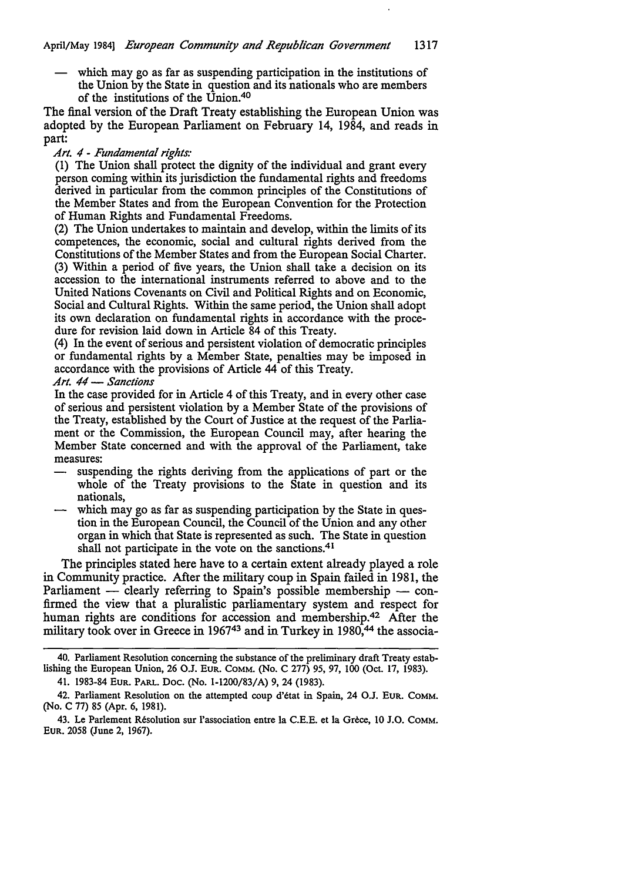— which may go as far as suspending participation in the institutions of the Union by the State in question and its nationals who are members of the institutions of the Union.[40]

The final version of the Draft Treaty establishing the European Union was adopted by the European Parliament on February 14, 1984, and reads in part:

*Art. 4 - Fundamental rights:*

(1) The Union shall protect the dignity of the individual and grant every person coming within its jurisdiction the fundamental rights and freedoms derived in particular from the common principles of the Constitutions of the Member States and from the European Convention for the Protection of Human Rights and Fundamental Freedoms.

(2) The Union undertakes to maintain and develop, within the limits of its competences, the economic, social and cultural rights derived from the Constitutions of the Member States and from the European Social Charter.

(3) Within a period of five years, the Union shall take a decision on its accession to the international instruments referred to above and to the United Nations Covenants on Civil and Political Rights and on Economic, Social and Cultural Rights. Within the same period, the Union shall adopt its own declaration on fundamental rights in accordance with the procedure for revision laid down in Article 84 of this Treaty.

(4) In the event of serious and persistent violation of democratic principles or fundamental rights by a Member State, penalties may be imposed in accordance with the provisions of Article 44 of this Treaty.

*Art. 44 — Sanctions*

In the case provided for in Article 4 of this Treaty, and in every other case of serious and persistent violation by a Member State of the provisions of the Treaty, established by the Court of Justice at the request of the Parliament or the Commission, the European Council may, after hearing the Member State concerned and with the approval of the Parliament, take measures:

— suspending the rights deriving from the applications of part or the whole of the Treaty provisions to the State in question and its nationals,

— which may go as far as suspending participation by the State in question in the European Council, the Council of the Union and any other organ in which that State is represented as such. The State in question shall not participate in the vote on the sanctions.[41]

The principles stated here have to a certain extent already played a role in Community practice. After the military coup in Spain failed in 1981, the Parliament — clearly referring to Spain's possible membership — confirmed the view that a pluralistic parliamentary system and respect for human rights are conditions for accession and membership.[42] After the military took over in Greece in 1967[43] and in Turkey in 1980,[44] the associa-

---

40. Parliament Resolution concerning the substance of the preliminary draft Treaty establishing the European Union, 26 O.J. EUR. COMM. (No. C 277) 95, 97, 100 (Oct. 17, 1983).

41. 1983-84 EUR. PARL. DOC. (No. 1-1200/83/A) 9, 24 (1983).

42. Parliament Resolution on the attempted coup d'état in Spain, 24 O.J. EUR. COMM. (No. C 77) 85 (Apr. 6, 1981).

43. Le Parlement Résolution sur l'association entre la C.E.E. et la Grèce, 10 J.O. COMM. EUR. 2058 (June 2, 1967).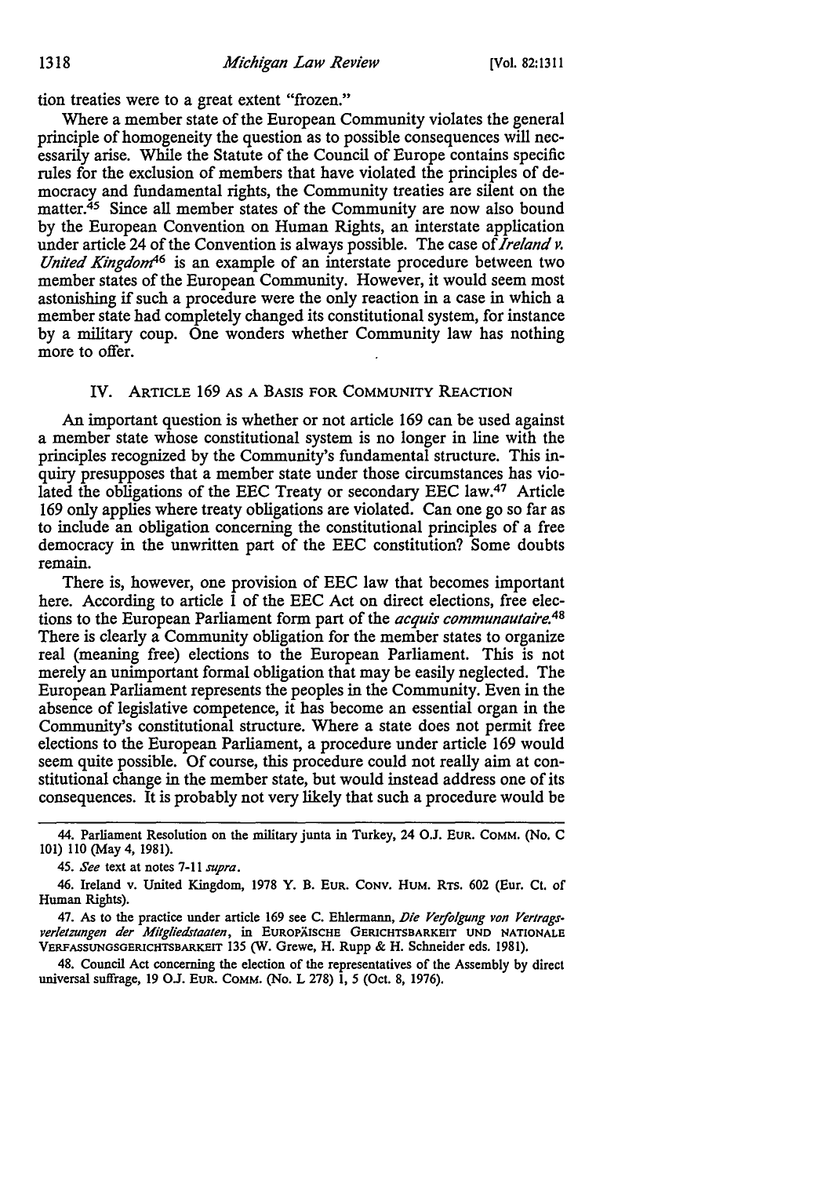tion treaties were to a great extent "frozen."

Where a member state of the European Community violates the general principle of homogeneity the question as to possible consequences will necessarily arise. While the Statute of the Council of Europe contains specific rules for the exclusion of members that have violated the principles of democracy and fundamental rights, the Community treaties are silent on the matter.[45] Since all member states of the Community are now also bound by the European Convention on Human Rights, an interstate application under article 24 of the Convention is always possible. The case of *Ireland v. United Kingdom*[46] is an example of an interstate procedure between two member states of the European Community. However, it would seem most astonishing if such a procedure were the only reaction in a case in which a member state had completely changed its constitutional system, for instance by a military coup. One wonders whether Community law has nothing more to offer.

## IV. Article 169 as a Basis for Community Reaction

An important question is whether or not article 169 can be used against a member state whose constitutional system is no longer in line with the principles recognized by the Community's fundamental structure. This inquiry presupposes that a member state under those circumstances has violated the obligations of the EEC Treaty or secondary EEC law.[47] Article 169 only applies where treaty obligations are violated. Can one go so far as to include an obligation concerning the constitutional principles of a free democracy in the unwritten part of the EEC constitution? Some doubts remain.

There is, however, one provision of EEC law that becomes important here. According to article 1 of the EEC Act on direct elections, free elections to the European Parliament form part of the *acquis communautaire*.[48] There is clearly a Community obligation for the member states to organize real (meaning free) elections to the European Parliament. This is not merely an unimportant formal obligation that may be easily neglected. The European Parliament represents the peoples in the Community. Even in the absence of legislative competence, it has become an essential organ in the Community's constitutional structure. Where a state does not permit free elections to the European Parliament, a procedure under article 169 would seem quite possible. Of course, this procedure could not really aim at constitutional change in the member state, but would instead address one of its consequences. It is probably not very likely that such a procedure would be

---

44. Parliament Resolution on the military junta in Turkey, 24 O.J. Eur. Comm. (No. C 101) 110 (May 4, 1981).

45. *See* text at notes 7-11 *supra*.

46. Ireland v. United Kingdom, 1978 Y. B. Eur. Conv. Hum. Rts. 602 (Eur. Ct. of Human Rights).

47. As to the practice under article 169 see C. Ehlermann, *Die Verfolgung von Vertragsverletzungen der Mitgliedstaaten*, in Europäische Gerichtsbarkeit und nationale Verfassungsgerichtsbarkeit 135 (W. Grewe, H. Rupp & H. Schneider eds. 1981).

48. Council Act concerning the election of the representatives of the Assembly by direct universal suffrage, 19 O.J. Eur. Comm. (No. L 278) 1, 5 (Oct. 8, 1976).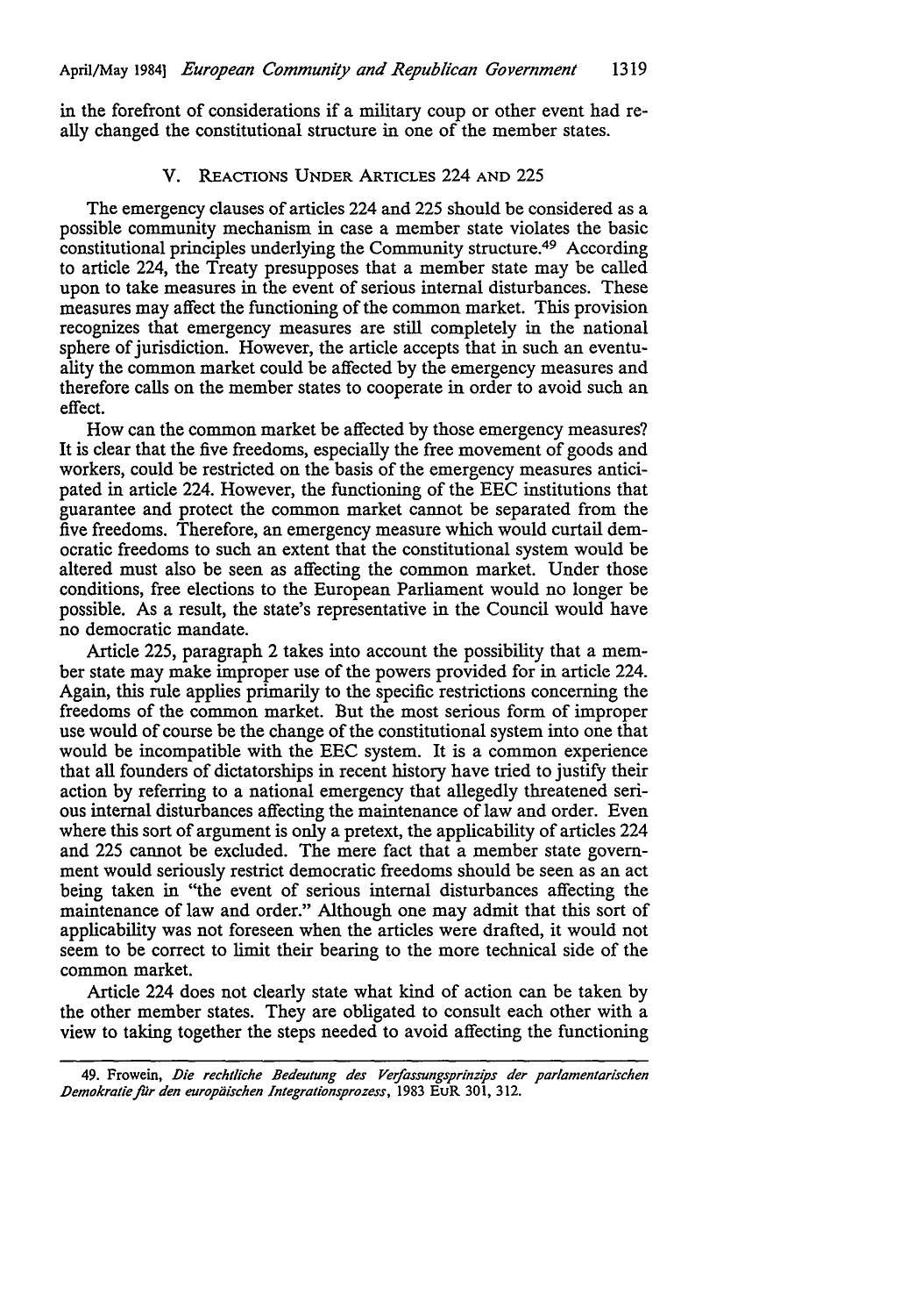in the forefront of considerations if a military coup or other event had really changed the constitutional structure in one of the member states.

## V. REACTIONS UNDER ARTICLES 224 AND 225

The emergency clauses of articles 224 and 225 should be considered as a possible community mechanism in case a member state violates the basic constitutional principles underlying the Community structure.[49] According to article 224, the Treaty presupposes that a member state may be called upon to take measures in the event of serious internal disturbances. These measures may affect the functioning of the common market. This provision recognizes that emergency measures are still completely in the national sphere of jurisdiction. However, the article accepts that in such an eventuality the common market could be affected by the emergency measures and therefore calls on the member states to cooperate in order to avoid such an effect.

How can the common market be affected by those emergency measures? It is clear that the five freedoms, especially the free movement of goods and workers, could be restricted on the basis of the emergency measures anticipated in article 224. However, the functioning of the EEC institutions that guarantee and protect the common market cannot be separated from the five freedoms. Therefore, an emergency measure which would curtail democratic freedoms to such an extent that the constitutional system would be altered must also be seen as affecting the common market. Under those conditions, free elections to the European Parliament would no longer be possible. As a result, the state's representative in the Council would have no democratic mandate.

Article 225, paragraph 2 takes into account the possibility that a member state may make improper use of the powers provided for in article 224. Again, this rule applies primarily to the specific restrictions concerning the freedoms of the common market. But the most serious form of improper use would of course be the change of the constitutional system into one that would be incompatible with the EEC system. It is a common experience that all founders of dictatorships in recent history have tried to justify their action by referring to a national emergency that allegedly threatened serious internal disturbances affecting the maintenance of law and order. Even where this sort of argument is only a pretext, the applicability of articles 224 and 225 cannot be excluded. The mere fact that a member state government would seriously restrict democratic freedoms should be seen as an act being taken in "the event of serious internal disturbances affecting the maintenance of law and order." Although one may admit that this sort of applicability was not foreseen when the articles were drafted, it would not seem to be correct to limit their bearing to the more technical side of the common market.

Article 224 does not clearly state what kind of action can be taken by the other member states. They are obligated to consult each other with a view to taking together the steps needed to avoid affecting the functioning

---

49. Frowein, *Die rechtliche Bedeutung des Verfassungsprinzips der parlamentarischen Demokratie für den europäischen Integrationsprozess*, 1983 EuR 301, 312.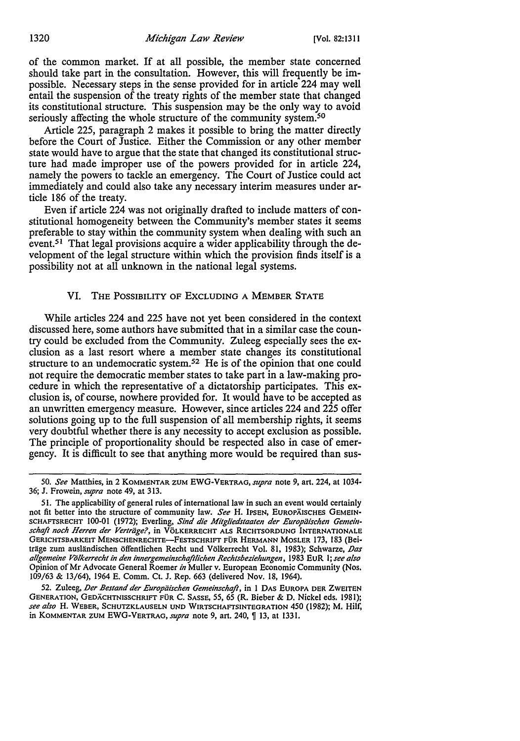of the common market. If at all possible, the member state concerned should take part in the consultation. However, this will frequently be impossible. Necessary steps in the sense provided for in article 224 may well entail the suspension of the treaty rights of the member state that changed its constitutional structure. This suspension may be the only way to avoid seriously affecting the whole structure of the community system.[50]

Article 225, paragraph 2 makes it possible to bring the matter directly before the Court of Justice. Either the Commission or any other member state would have to argue that the state that changed its constitutional structure had made improper use of the powers provided for in article 224, namely the powers to tackle an emergency. The Court of Justice could act immediately and could also take any necessary interim measures under article 186 of the treaty.

Even if article 224 was not originally drafted to include matters of constitutional homogeneity between the Community's member states it seems preferable to stay within the community system when dealing with such an event.[51] That legal provisions acquire a wider applicability through the development of the legal structure within which the provision finds itself is a possibility not at all unknown in the national legal systems.

## VI. The Possibility of Excluding a Member State

While articles 224 and 225 have not yet been considered in the context discussed here, some authors have submitted that in a similar case the country could be excluded from the Community. Zuleeg especially sees the exclusion as a last resort where a member state changes its constitutional structure to an undemocratic system.[52] He is of the opinion that one could not require the democratic member states to take part in a law-making procedure in which the representative of a dictatorship participates. This exclusion is, of course, nowhere provided for. It would have to be accepted as an unwritten emergency measure. However, since articles 224 and 225 offer solutions going up to the full suspension of all membership rights, it seems very doubtful whether there is any necessity to accept exclusion as possible. The principle of proportionality should be respected also in case of emergency. It is difficult to see that anything more would be required than sus-

---

50. *See* Matthies, in 2 Kommentar zum EWG-Vertrag, *supra* note 9, art. 224, at 1034-36; J. Frowein, *supra* note 49, at 313.

51. The applicability of general rules of international law in such an event would certainly not fit better into the structure of community law. *See* H. Ipsen, Europäisches Gemeinschaftsrecht 100-01 (1972); Everling, *Sind die Mitgliedstaaten der Europäischen Gemeinschaft noch Herren der Verträge?*, in Völkerrecht als Rechtsordnung Internationale Gerichtsbarkeit Menschenrechte—Festschrift für Hermann Mosler 173, 183 (Beiträge zum ausländischen öffentlichen Recht und Völkerrecht Vol. 81, 1983); Schwarze, *Das allgemeine Völkerrecht in den innergemeinschaftlichen Rechtsbeziehungen*, 1983 EuR 1; *see also* Opinion of Mr Advocate General Roemer *in* Muller v. European Economic Community (Nos. 109/63 & 13/64), 1964 E. Comm. Ct. J. Rep. 663 (delivered Nov. 18, 1964).

52. Zuleeg, *Der Bestand der Europäischen Gemeinschaft*, in 1 Das Europa der Zweiten Generation, Gedächtnisschrift für C. Sasse, 55, 65 (R. Bieber & D. Nickel eds. 1981); *see also* H. Weber, Schutzklauseln und Wirtschaftsintegration 450 (1982); M. Hilf, in Kommentar zum EWG-Vertrag, *supra* note 9, art. 240, ¶ 13, at 1331.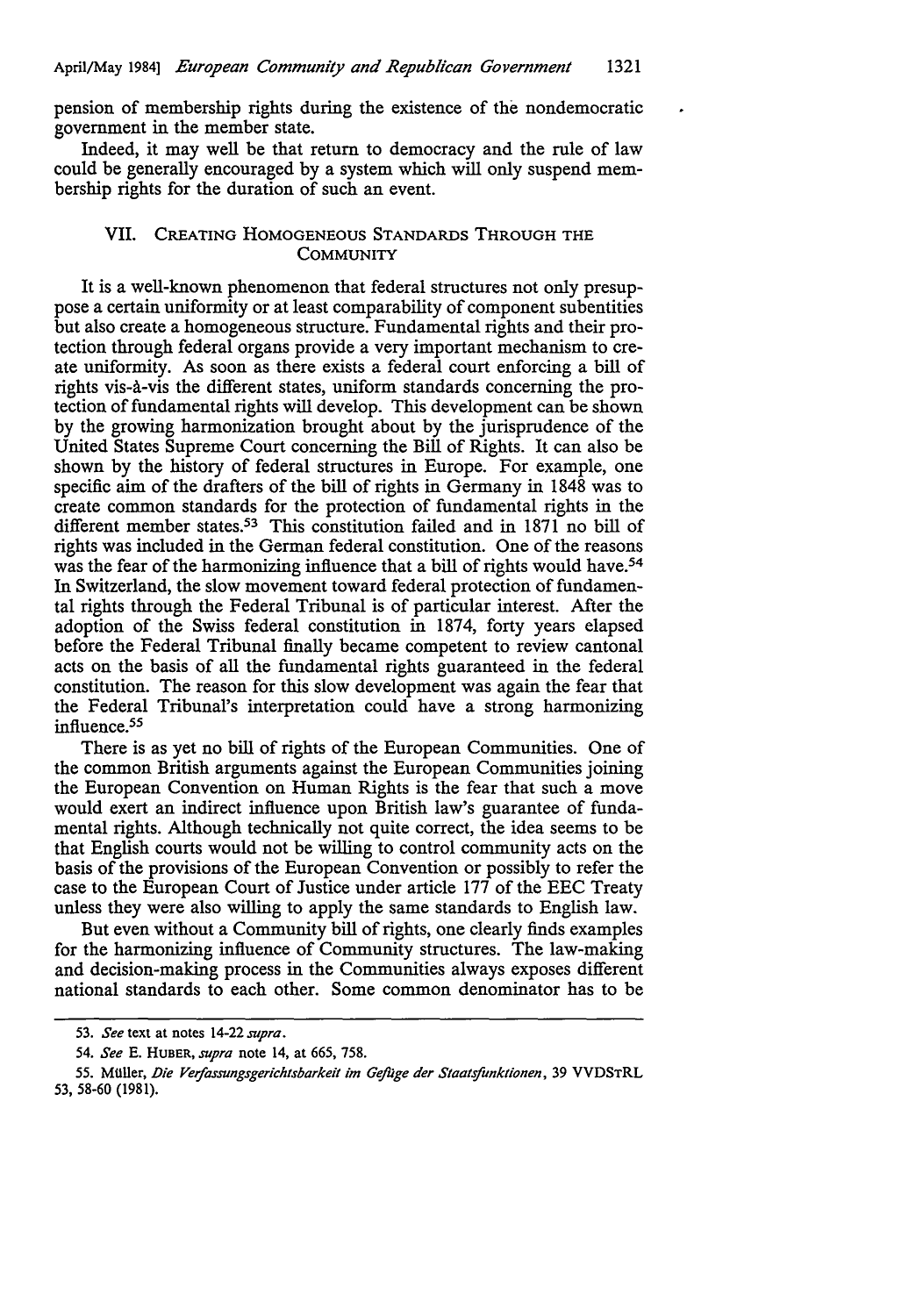pension of membership rights during the existence of the nondemocratic government in the member state.

Indeed, it may well be that return to democracy and the rule of law could be generally encouraged by a system which will only suspend membership rights for the duration of such an event.

## VII. Creating Homogeneous Standards Through the Community

It is a well-known phenomenon that federal structures not only presuppose a certain uniformity or at least comparability of component subentities but also create a homogeneous structure. Fundamental rights and their protection through federal organs provide a very important mechanism to create uniformity. As soon as there exists a federal court enforcing a bill of rights vis-à-vis the different states, uniform standards concerning the protection of fundamental rights will develop. This development can be shown by the growing harmonization brought about by the jurisprudence of the United States Supreme Court concerning the Bill of Rights. It can also be shown by the history of federal structures in Europe. For example, one specific aim of the drafters of the bill of rights in Germany in 1848 was to create common standards for the protection of fundamental rights in the different member states.[53] This constitution failed and in 1871 no bill of rights was included in the German federal constitution. One of the reasons was the fear of the harmonizing influence that a bill of rights would have.[54] In Switzerland, the slow movement toward federal protection of fundamental rights through the Federal Tribunal is of particular interest. After the adoption of the Swiss federal constitution in 1874, forty years elapsed before the Federal Tribunal finally became competent to review cantonal acts on the basis of all the fundamental rights guaranteed in the federal constitution. The reason for this slow development was again the fear that the Federal Tribunal's interpretation could have a strong harmonizing influence.[55]

There is as yet no bill of rights of the European Communities. One of the common British arguments against the European Communities joining the European Convention on Human Rights is the fear that such a move would exert an indirect influence upon British law's guarantee of fundamental rights. Although technically not quite correct, the idea seems to be that English courts would not be willing to control community acts on the basis of the provisions of the European Convention or possibly to refer the case to the European Court of Justice under article 177 of the EEC Treaty unless they were also willing to apply the same standards to English law.

But even without a Community bill of rights, one clearly finds examples for the harmonizing influence of Community structures. The law-making and decision-making process in the Communities always exposes different national standards to each other. Some common denominator has to be

---

53. *See* text at notes 14-22 *supra*.

54. *See* E. Huber, *supra* note 14, at 665, 758.

55. Müller, *Die Verfassungsgerichtsbarkeit im Gefüge der Staatsfunktionen*, 39 VVDStRL 53, 58-60 (1981).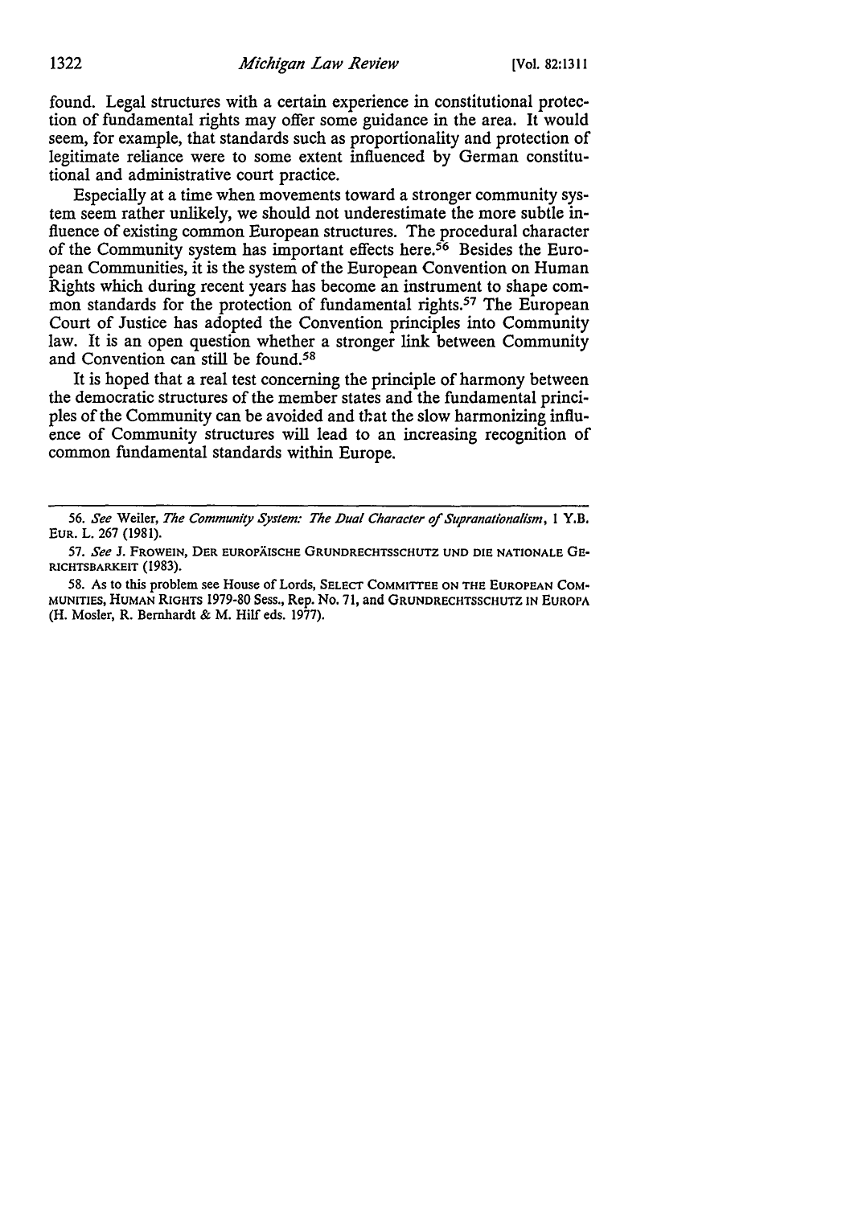found. Legal structures with a certain experience in constitutional protection of fundamental rights may offer some guidance in the area. It would seem, for example, that standards such as proportionality and protection of legitimate reliance were to some extent influenced by German constitutional and administrative court practice.

Especially at a time when movements toward a stronger community system seem rather unlikely, we should not underestimate the more subtle influence of existing common European structures. The procedural character of the Community system has important effects here.[56] Besides the European Communities, it is the system of the European Convention on Human Rights which during recent years has become an instrument to shape common standards for the protection of fundamental rights.[57] The European Court of Justice has adopted the Convention principles into Community law. It is an open question whether a stronger link between Community and Convention can still be found.[58]

It is hoped that a real test concerning the principle of harmony between the democratic structures of the member states and the fundamental principles of the Community can be avoided and that the slow harmonizing influence of Community structures will lead to an increasing recognition of common fundamental standards within Europe.

---

56. *See* Weiler, *The Community System: The Dual Character of Supranationalism*, 1 Y.B. EUR. L. 267 (1981).

57. *See* J. FROWEIN, DER EUROPÄISCHE GRUNDRECHTSSCHUTZ UND DIE NATIONALE GERICHTSBARKEIT (1983).

58. As to this problem see House of Lords, SELECT COMMITTEE ON THE EUROPEAN COMMUNITIES, HUMAN RIGHTS 1979-80 Sess., Rep. No. 71, and GRUNDRECHTSSCHUTZ IN EUROPA (H. Mosler, R. Bernhardt & M. Hilf eds. 1977).